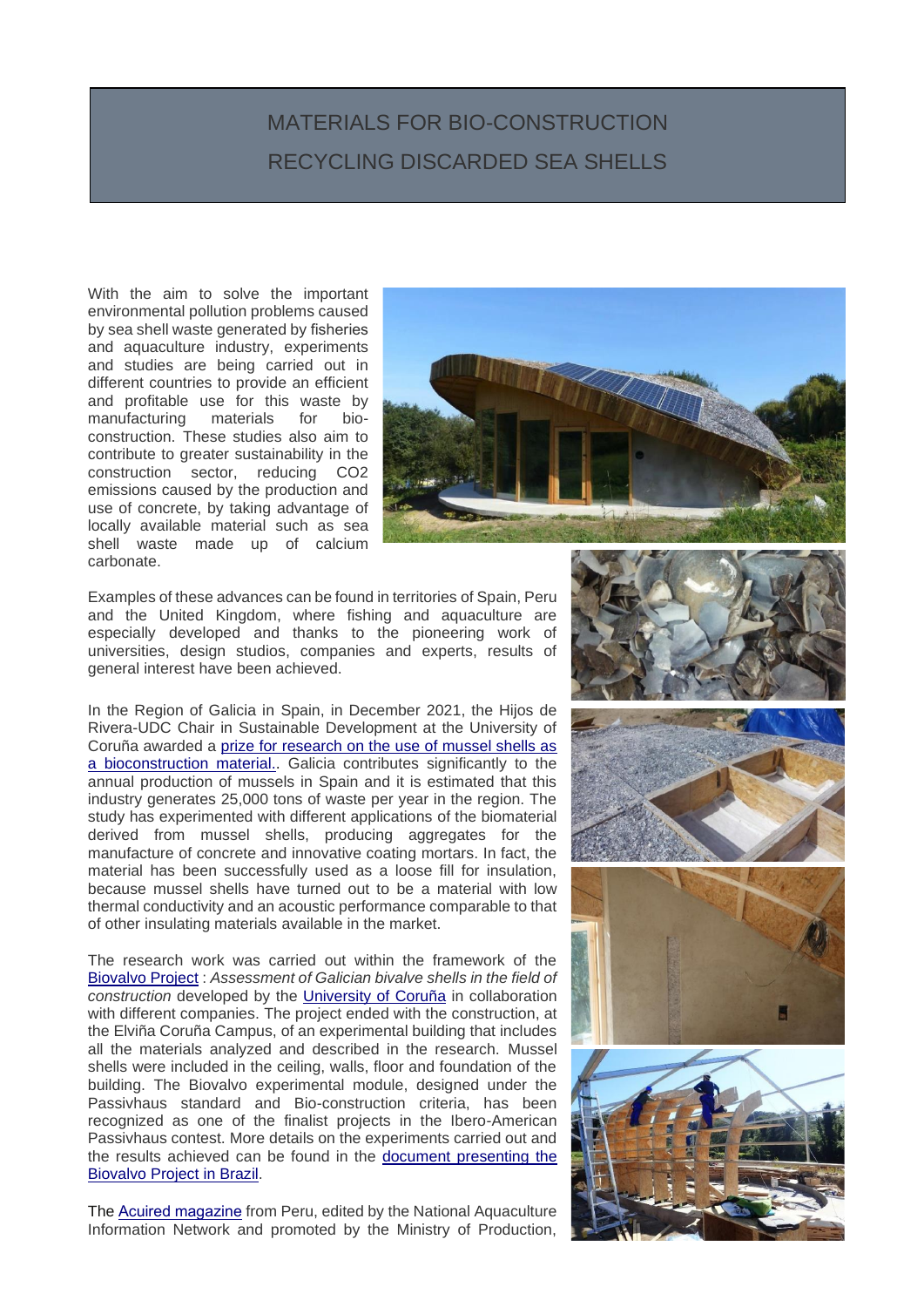# MATERIALS FOR BIO-CONSTRUCTION
# RECYCLING DISCARDED SEA SHELLS

With the aim to solve the important environmental pollution problems caused by sea shell waste generated by fisheries and aquaculture industry, experiments and studies are being carried out in different countries to provide an efficient and profitable use for this waste by manufacturing materials for bio-construction. These studies also aim to contribute to greater sustainability in the construction sector, reducing $CO_2$ emissions caused by the production and use of concrete, by taking advantage of locally available material such as sea shell waste made up of calcium carbonate.

Examples of these advances can be found in territories of Spain, Peru and the United Kingdom, where fishing and aquaculture are especially developed and thanks to the pioneering work of universities, design studios, companies and experts, results of general interest have been achieved.

In the Region of Galicia in Spain, in December 2021, the Hijos de Rivera-UDC Chair in Sustainable Development at the University of Coruña awarded a [prize for research on the use of mussel shells as a bioconstruction material.]. Galicia contributes significantly to the annual production of mussels in Spain and it is estimated that this industry generates 25,000 tons of waste per year in the region. The study has experimented with different applications of the biomaterial derived from mussel shells, producing aggregates for the manufacture of concrete and innovative coating mortars. In fact, the material has been successfully used as a loose fill for insulation, because mussel shells have turned out to be a material with low thermal conductivity and an acoustic performance comparable to that of other insulating materials available in the market.

The research work was carried out within the framework of the Biovalvo Project : *Assessment of Galician bivalve shells in the field of construction* developed by the University of Coruña in collaboration with different companies. The project ended with the construction, at the Elviña Coruña Campus, of an experimental building that includes all the materials analyzed and described in the research. Mussel shells were included in the ceiling, walls, floor and foundation of the building. The Biovalvo experimental module, designed under the Passivhaus standard and Bio-construction criteria, has been recognized as one of the finalist projects in the Ibero-American Passivhaus contest. More details on the experiments carried out and the results achieved can be found in the document presenting the Biovalvo Project in Brazil.

The Acuired magazine from Peru, edited by the National Aquaculture Information Network and promoted by the Ministry of Production,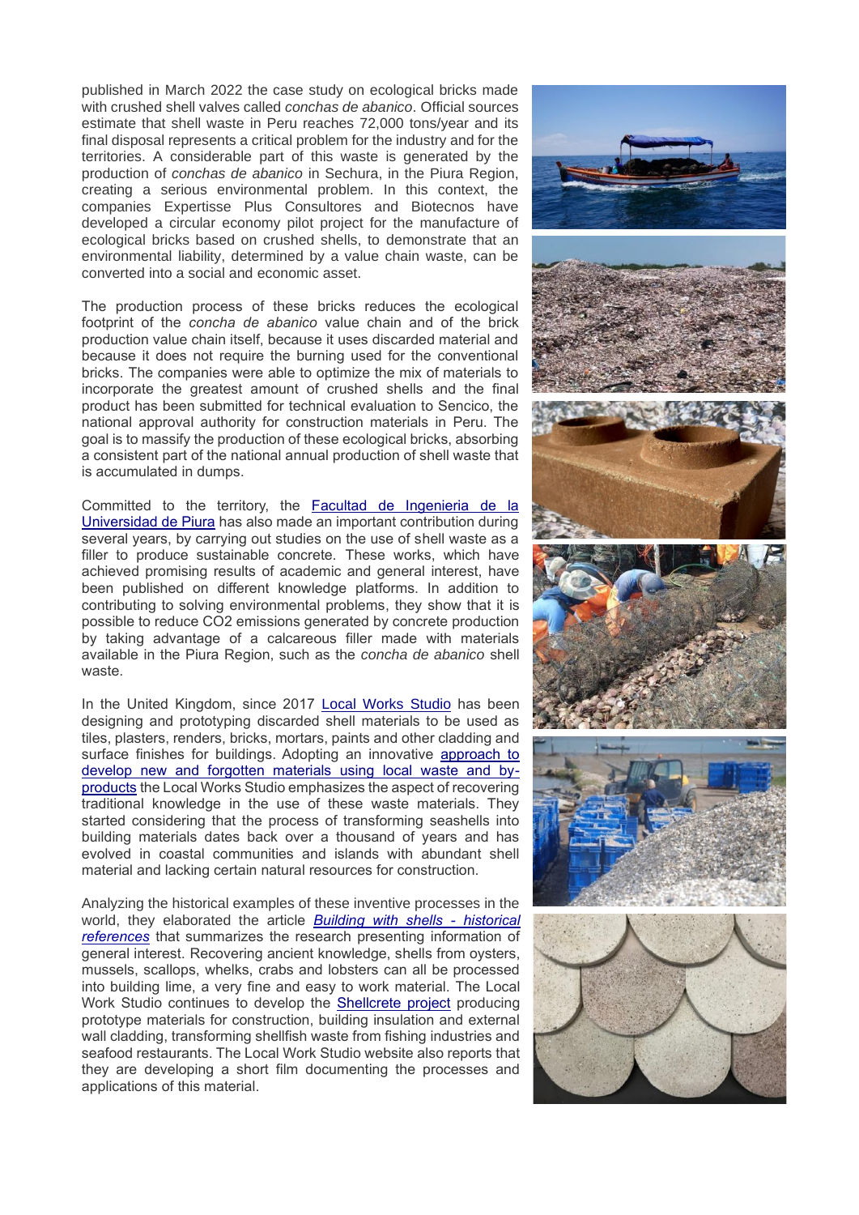published in March 2022 the case study on ecological bricks made with crushed shell valves called *conchas de abanico*. Official sources estimate that shell waste in Peru reaches 72,000 tons/year and its final disposal represents a critical problem for the industry and for the territories. A considerable part of this waste is generated by the production of *conchas de abanico* in Sechura, in the Piura Region, creating a serious environmental problem. In this context, the companies Expertisse Plus Consultores and Biotecnos have developed a circular economy pilot project for the manufacture of ecological bricks based on crushed shells, to demonstrate that an environmental liability, determined by a value chain waste, can be converted into a social and economic asset.

The production process of these bricks reduces the ecological footprint of the *concha de abanico* value chain and of the brick production value chain itself, because it uses discarded material and because it does not require the burning used for the conventional bricks. The companies were able to optimize the mix of materials to incorporate the greatest amount of crushed shells and the final product has been submitted for technical evaluation to Sencico, the national approval authority for construction materials in Peru. The goal is to massify the production of these ecological bricks, absorbing a consistent part of the national annual production of shell waste that is accumulated in dumps.

Committed to the territory, the Facultad de Ingenieria de la Universidad de Piura has also made an important contribution during several years, by carrying out studies on the use of shell waste as a filler to produce sustainable concrete. These works, which have achieved promising results of academic and general interest, have been published on different knowledge platforms. In addition to contributing to solving environmental problems, they show that it is possible to reduce $CO_2$ emissions generated by concrete production by taking advantage of a calcareous filler made with materials available in the Piura Region, such as the *concha de abanico* shell waste.

In the United Kingdom, since 2017 Local Works Studio has been designing and prototyping discarded shell materials to be used as tiles, plasters, renders, bricks, mortars, paints and other cladding and surface finishes for buildings. Adopting an innovative approach to develop new and forgotten materials using local waste and by-products the Local Works Studio emphasizes the aspect of recovering traditional knowledge in the use of these waste materials. They started considering that the process of transforming seashells into building materials dates back over a thousand of years and has evolved in coastal communities and islands with abundant shell material and lacking certain natural resources for construction.

Analyzing the historical examples of these inventive processes in the world, they elaborated the article *Building with shells - historical references* that summarizes the research presenting information of general interest. Recovering ancient knowledge, shells from oysters, mussels, scallops, whelks, crabs and lobsters can all be processed into building lime, a very fine and easy to work material. The Local Work Studio continues to develop the Shellcrete project producing prototype materials for construction, building insulation and external wall cladding, transforming shellfish waste from fishing industries and seafood restaurants. The Local Work Studio website also reports that they are developing a short film documenting the processes and applications of this material.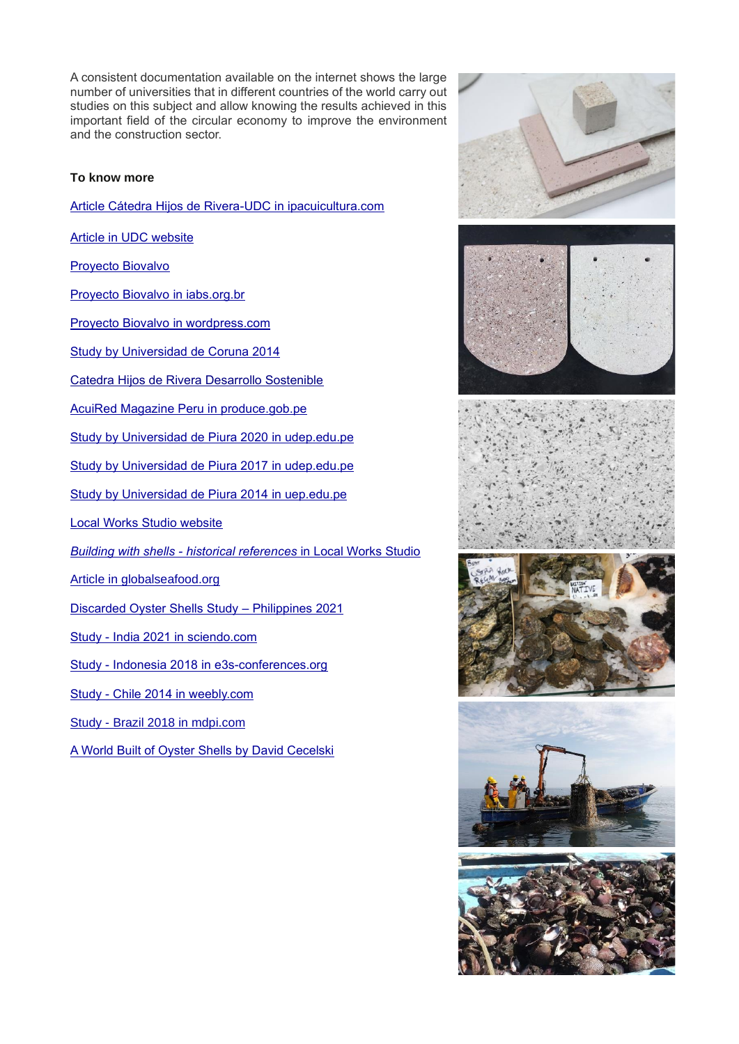A consistent documentation available on the internet shows the large number of universities that in different countries of the world carry out studies on this subject and allow knowing the results achieved in this important field of the circular economy to improve the environment and the construction sector.

**To know more**

Article Cátedra Hijos de Rivera-UDC in ipacuicultura.com

Article in UDC website

Proyecto Biovalvo

Proyecto Biovalvo in iabs.org.br

Proyecto Biovalvo in wordpress.com

Study by Universidad de Coruna 2014

Catedra Hijos de Rivera Desarrollo Sostenible

AcuiRed Magazine Peru in produce.gob.pe

Study by Universidad de Piura 2020 in udep.edu.pe

Study by Universidad de Piura 2017 in udep.edu.pe

Study by Universidad de Piura 2014 in uep.edu.pe

Local Works Studio website

*Building with shells - historical references* in Local Works Studio

Article in globalseafood.org

Discarded Oyster Shells Study – Philippines 2021

Study - India 2021 in sciendo.com

Study - Indonesia 2018 in e3s-conferences.org

Study - Chile 2014 in weebly.com

Study - Brazil 2018 in mdpi.com

A World Built of Oyster Shells by David Cecelski